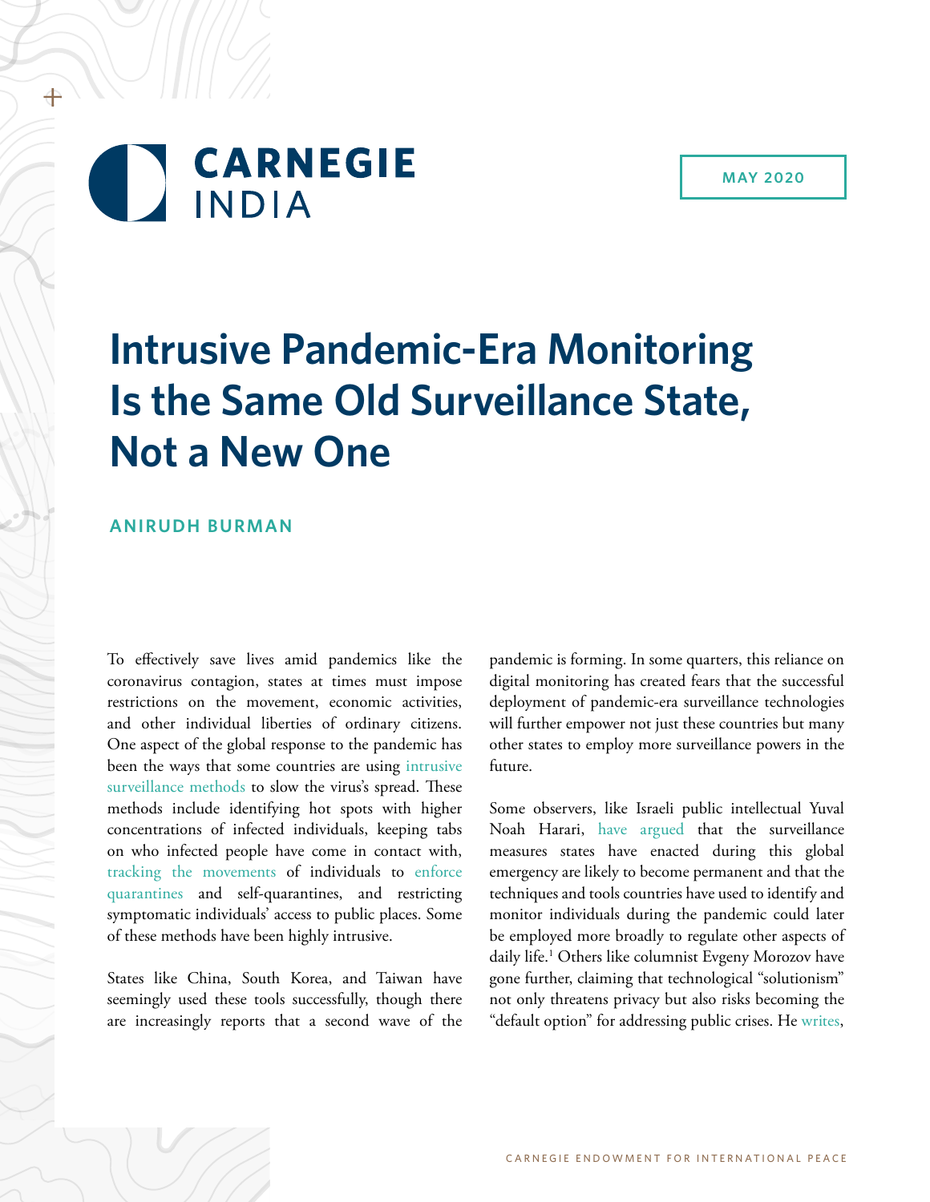CARNEGIE INDIA

MAY 2020

# Intrusive Pandemic-Era Monitoring Is the Same Old Surveillance State, Not a New One

ANIRUDH BURMAN

To effectively save lives amid pandemics like the coronavirus contagion, states at times must impose restrictions on the movement, economic activities, and other individual liberties of ordinary citizens. One aspect of the global response to the pandemic has been the ways that some countries are using intrusive surveillance methods to slow the virus's spread. These methods include identifying hot spots with higher concentrations of infected individuals, keeping tabs on who infected people have come in contact with, tracking the movements of individuals to enforce quarantines and self-quarantines, and restricting symptomatic individuals' access to public places. Some of these methods have been highly intrusive.

States like China, South Korea, and Taiwan have seemingly used these tools successfully, though there are increasingly reports that a second wave of the pandemic is forming. In some quarters, this reliance on digital monitoring has created fears that the successful deployment of pandemic-era surveillance technologies will further empower not just these countries but many other states to employ more surveillance powers in the future.

Some observers, like Israeli public intellectual Yuval Noah Harari, have argued that the surveillance measures states have enacted during this global emergency are likely to become permanent and that the techniques and tools countries have used to identify and monitor individuals during the pandemic could later be employed more broadly to regulate other aspects of daily life.[1] Others like columnist Evgeny Morozov have gone further, claiming that technological "solutionism" not only threatens privacy but also risks becoming the "default option" for addressing public crises. He writes,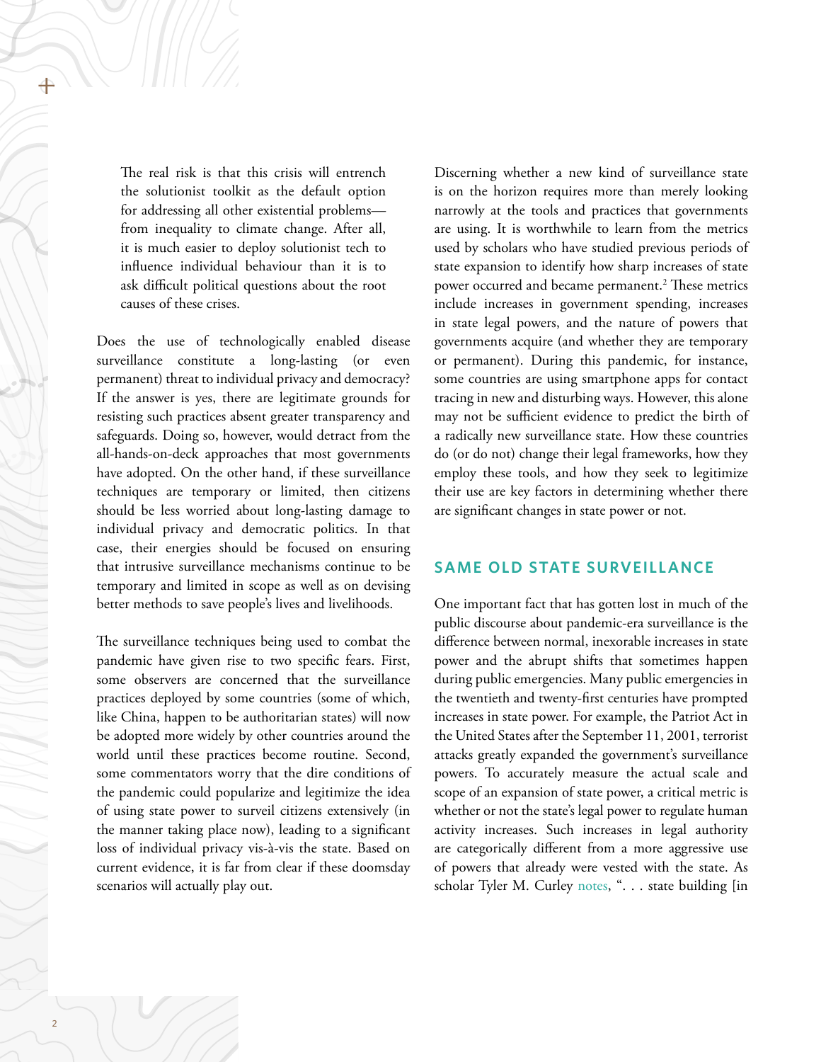> The real risk is that this crisis will entrench the solutionist toolkit as the default option for addressing all other existential problems—from inequality to climate change. After all, it is much easier to deploy solutionist tech to influence individual behaviour than it is to ask difficult political questions about the root causes of these crises.

Does the use of technologically enabled disease surveillance constitute a long-lasting (or even permanent) threat to individual privacy and democracy? If the answer is yes, there are legitimate grounds for resisting such practices absent greater transparency and safeguards. Doing so, however, would detract from the all-hands-on-deck approaches that most governments have adopted. On the other hand, if these surveillance techniques are temporary or limited, then citizens should be less worried about long-lasting damage to individual privacy and democratic politics. In that case, their energies should be focused on ensuring that intrusive surveillance mechanisms continue to be temporary and limited in scope as well as on devising better methods to save people's lives and livelihoods.

The surveillance techniques being used to combat the pandemic have given rise to two specific fears. First, some observers are concerned that the surveillance practices deployed by some countries (some of which, like China, happen to be authoritarian states) will now be adopted more widely by other countries around the world until these practices become routine. Second, some commentators worry that the dire conditions of the pandemic could popularize and legitimize the idea of using state power to surveil citizens extensively (in the manner taking place now), leading to a significant loss of individual privacy vis-à-vis the state. Based on current evidence, it is far from clear if these doomsday scenarios will actually play out.

Discerning whether a new kind of surveillance state is on the horizon requires more than merely looking narrowly at the tools and practices that governments are using. It is worthwhile to learn from the metrics used by scholars who have studied previous periods of state expansion to identify how sharp increases of state power occurred and became permanent.[2] These metrics include increases in government spending, increases in state legal powers, and the nature of powers that governments acquire (and whether they are temporary or permanent). During this pandemic, for instance, some countries are using smartphone apps for contact tracing in new and disturbing ways. However, this alone may not be sufficient evidence to predict the birth of a radically new surveillance state. How these countries do (or do not) change their legal frameworks, how they employ these tools, and how they seek to legitimize their use are key factors in determining whether there are significant changes in state power or not.

## SAME OLD STATE SURVEILLANCE

One important fact that has gotten lost in much of the public discourse about pandemic-era surveillance is the difference between normal, inexorable increases in state power and the abrupt shifts that sometimes happen during public emergencies. Many public emergencies in the twentieth and twenty-first centuries have prompted increases in state power. For example, the Patriot Act in the United States after the September 11, 2001, terrorist attacks greatly expanded the government's surveillance powers. To accurately measure the actual scale and scope of an expansion of state power, a critical metric is whether or not the state's legal power to regulate human activity increases. Such increases in legal authority are categorically different from a more aggressive use of powers that already were vested with the state. As scholar Tyler M. Curley notes, ". . . state building [in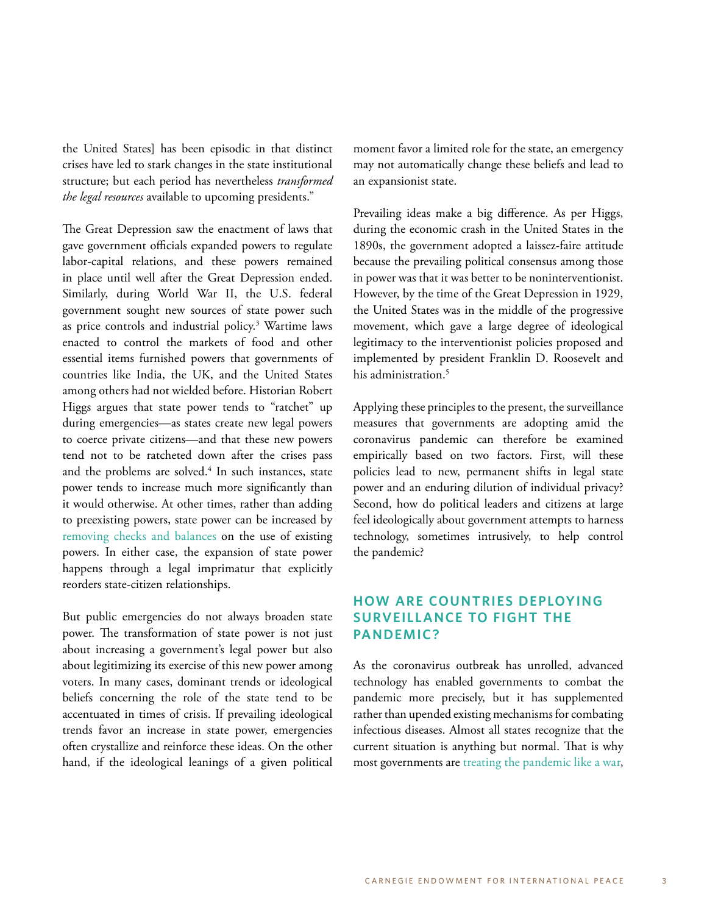the United States] has been episodic in that distinct crises have led to stark changes in the state institutional structure; but each period has nevertheless *transformed the legal resources* available to upcoming presidents."

The Great Depression saw the enactment of laws that gave government officials expanded powers to regulate labor-capital relations, and these powers remained in place until well after the Great Depression ended. Similarly, during World War II, the U.S. federal government sought new sources of state power such as price controls and industrial policy.[3] Wartime laws enacted to control the markets of food and other essential items furnished powers that governments of countries like India, the UK, and the United States among others had not wielded before. Historian Robert Higgs argues that state power tends to "ratchet" up during emergencies—as states create new legal powers to coerce private citizens—and that these new powers tend not to be ratcheted down after the crises pass and the problems are solved.[4] In such instances, state power tends to increase much more significantly than it would otherwise. At other times, rather than adding to preexisting powers, state power can be increased by removing checks and balances on the use of existing powers. In either case, the expansion of state power happens through a legal imprimatur that explicitly reorders state-citizen relationships.

But public emergencies do not always broaden state power. The transformation of state power is not just about increasing a government's legal power but also about legitimizing its exercise of this new power among voters. In many cases, dominant trends or ideological beliefs concerning the role of the state tend to be accentuated in times of crisis. If prevailing ideological trends favor an increase in state power, emergencies often crystallize and reinforce these ideas. On the other hand, if the ideological leanings of a given political moment favor a limited role for the state, an emergency may not automatically change these beliefs and lead to an expansionist state.

Prevailing ideas make a big difference. As per Higgs, during the economic crash in the United States in the 1890s, the government adopted a laissez-faire attitude because the prevailing political consensus among those in power was that it was better to be noninterventionist. However, by the time of the Great Depression in 1929, the United States was in the middle of the progressive movement, which gave a large degree of ideological legitimacy to the interventionist policies proposed and implemented by president Franklin D. Roosevelt and his administration.[5]

Applying these principles to the present, the surveillance measures that governments are adopting amid the coronavirus pandemic can therefore be examined empirically based on two factors. First, will these policies lead to new, permanent shifts in legal state power and an enduring dilution of individual privacy? Second, how do political leaders and citizens at large feel ideologically about government attempts to harness technology, sometimes intrusively, to help control the pandemic?

## HOW ARE COUNTRIES DEPLOYING SURVEILLANCE TO FIGHT THE PANDEMIC?

As the coronavirus outbreak has unrolled, advanced technology has enabled governments to combat the pandemic more precisely, but it has supplemented rather than upended existing mechanisms for combating infectious diseases. Almost all states recognize that the current situation is anything but normal. That is why most governments are treating the pandemic like a war,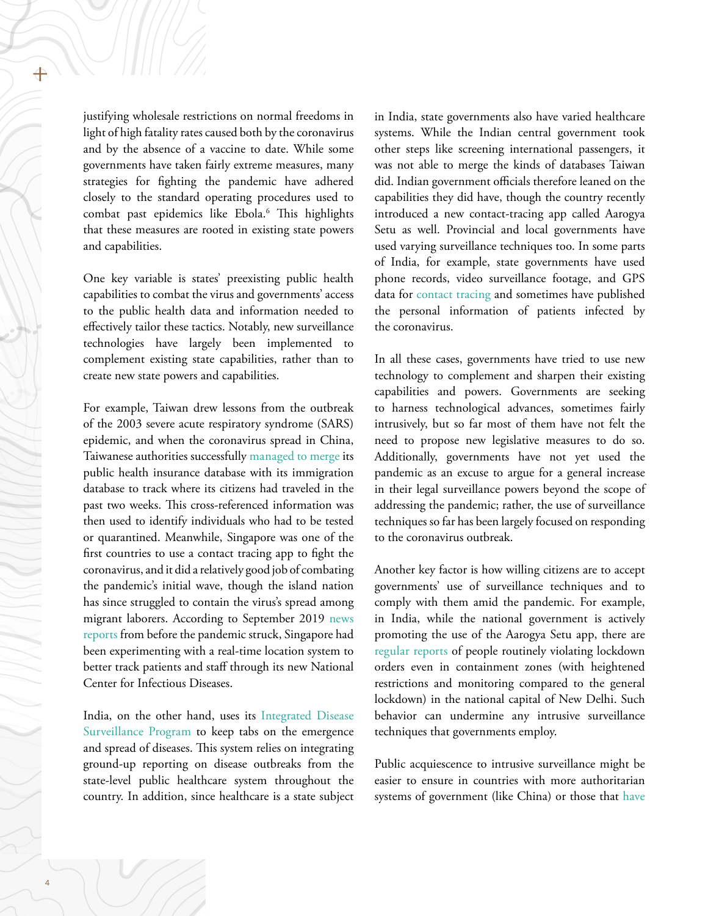justifying wholesale restrictions on normal freedoms in light of high fatality rates caused both by the coronavirus and by the absence of a vaccine to date. While some governments have taken fairly extreme measures, many strategies for fighting the pandemic have adhered closely to the standard operating procedures used to combat past epidemics like Ebola.[6] This highlights that these measures are rooted in existing state powers and capabilities.

One key variable is states' preexisting public health capabilities to combat the virus and governments' access to the public health data and information needed to effectively tailor these tactics. Notably, new surveillance technologies have largely been implemented to complement existing state capabilities, rather than to create new state powers and capabilities.

For example, Taiwan drew lessons from the outbreak of the 2003 severe acute respiratory syndrome (SARS) epidemic, and when the coronavirus spread in China, Taiwanese authorities successfully managed to merge its public health insurance database with its immigration database to track where its citizens had traveled in the past two weeks. This cross-referenced information was then used to identify individuals who had to be tested or quarantined. Meanwhile, Singapore was one of the first countries to use a contact tracing app to fight the coronavirus, and it did a relatively good job of combating the pandemic's initial wave, though the island nation has since struggled to contain the virus's spread among migrant laborers. According to September 2019 news reports from before the pandemic struck, Singapore had been experimenting with a real-time location system to better track patients and staff through its new National Center for Infectious Diseases.

India, on the other hand, uses its Integrated Disease Surveillance Program to keep tabs on the emergence and spread of diseases. This system relies on integrating ground-up reporting on disease outbreaks from the state-level public healthcare system throughout the country. In addition, since healthcare is a state subject in India, state governments also have varied healthcare systems. While the Indian central government took other steps like screening international passengers, it was not able to merge the kinds of databases Taiwan did. Indian government officials therefore leaned on the capabilities they did have, though the country recently introduced a new contact-tracing app called Aarogya Setu as well. Provincial and local governments have used varying surveillance techniques too. In some parts of India, for example, state governments have used phone records, video surveillance footage, and GPS data for contact tracing and sometimes have published the personal information of patients infected by the coronavirus.

In all these cases, governments have tried to use new technology to complement and sharpen their existing capabilities and powers. Governments are seeking to harness technological advances, sometimes fairly intrusively, but so far most of them have not felt the need to propose new legislative measures to do so. Additionally, governments have not yet used the pandemic as an excuse to argue for a general increase in their legal surveillance powers beyond the scope of addressing the pandemic; rather, the use of surveillance techniques so far has been largely focused on responding to the coronavirus outbreak.

Another key factor is how willing citizens are to accept governments' use of surveillance techniques and to comply with them amid the pandemic. For example, in India, while the national government is actively promoting the use of the Aarogya Setu app, there are regular reports of people routinely violating lockdown orders even in containment zones (with heightened restrictions and monitoring compared to the general lockdown) in the national capital of New Delhi. Such behavior can undermine any intrusive surveillance techniques that governments employ.

Public acquiescence to intrusive surveillance might be easier to ensure in countries with more authoritarian systems of government (like China) or those that have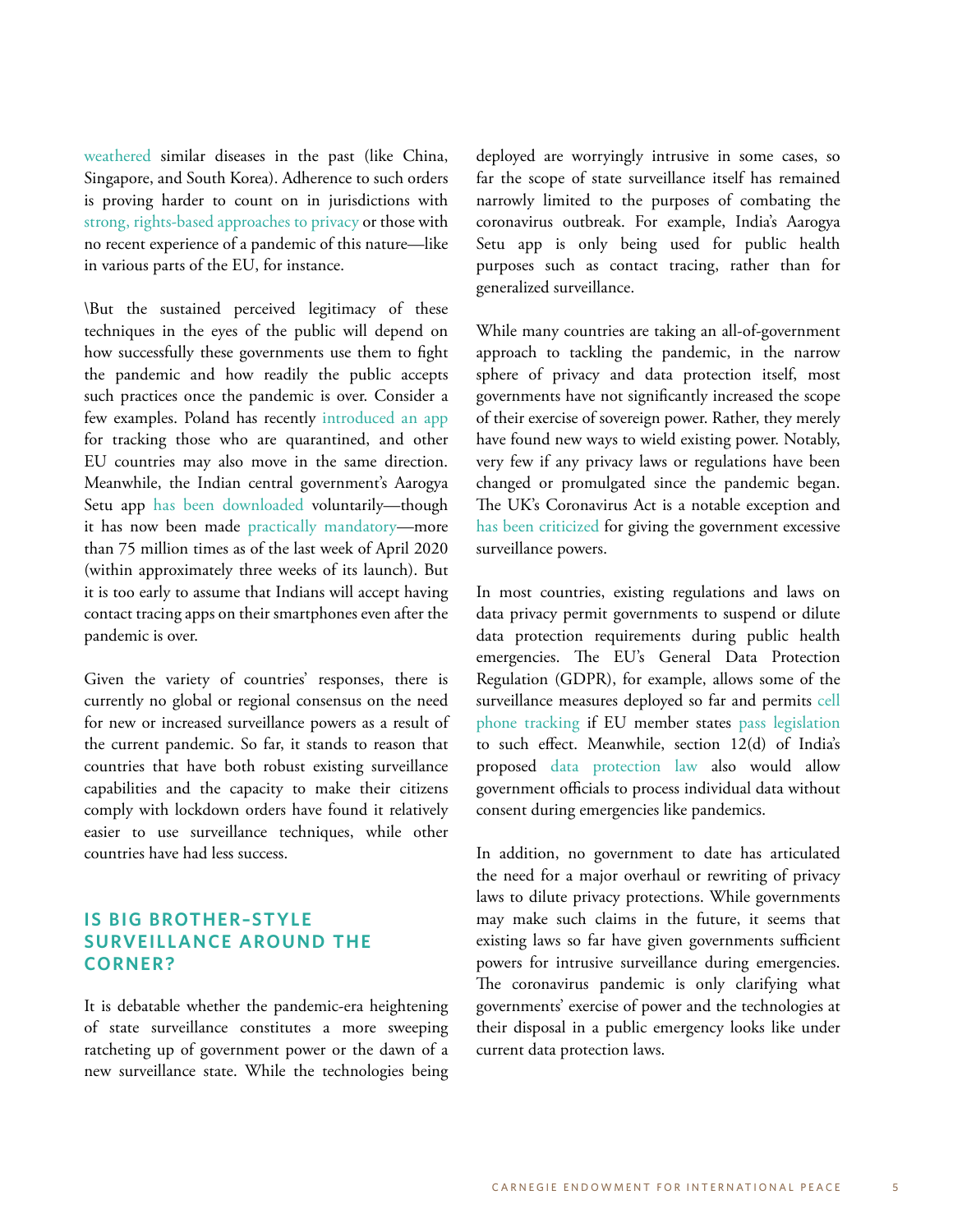weathered similar diseases in the past (like China, Singapore, and South Korea). Adherence to such orders is proving harder to count on in jurisdictions with strong, rights-based approaches to privacy or those with no recent experience of a pandemic of this nature—like in various parts of the EU, for instance.

\But the sustained perceived legitimacy of these techniques in the eyes of the public will depend on how successfully these governments use them to fight the pandemic and how readily the public accepts such practices once the pandemic is over. Consider a few examples. Poland has recently introduced an app for tracking those who are quarantined, and other EU countries may also move in the same direction. Meanwhile, the Indian central government's Aarogya Setu app has been downloaded voluntarily—though it has now been made practically mandatory—more than 75 million times as of the last week of April 2020 (within approximately three weeks of its launch). But it is too early to assume that Indians will accept having contact tracing apps on their smartphones even after the pandemic is over.

Given the variety of countries' responses, there is currently no global or regional consensus on the need for new or increased surveillance powers as a result of the current pandemic. So far, it stands to reason that countries that have both robust existing surveillance capabilities and the capacity to make their citizens comply with lockdown orders have found it relatively easier to use surveillance techniques, while other countries have had less success.

## IS BIG BROTHER–STYLE SURVEILLANCE AROUND THE CORNER?

It is debatable whether the pandemic-era heightening of state surveillance constitutes a more sweeping ratcheting up of government power or the dawn of a new surveillance state. While the technologies being deployed are worryingly intrusive in some cases, so far the scope of state surveillance itself has remained narrowly limited to the purposes of combating the coronavirus outbreak. For example, India's Aarogya Setu app is only being used for public health purposes such as contact tracing, rather than for generalized surveillance.

While many countries are taking an all-of-government approach to tackling the pandemic, in the narrow sphere of privacy and data protection itself, most governments have not significantly increased the scope of their exercise of sovereign power. Rather, they merely have found new ways to wield existing power. Notably, very few if any privacy laws or regulations have been changed or promulgated since the pandemic began. The UK's Coronavirus Act is a notable exception and has been criticized for giving the government excessive surveillance powers.

In most countries, existing regulations and laws on data privacy permit governments to suspend or dilute data protection requirements during public health emergencies. The EU's General Data Protection Regulation (GDPR), for example, allows some of the surveillance measures deployed so far and permits cell phone tracking if EU member states pass legislation to such effect. Meanwhile, section 12(d) of India's proposed data protection law also would allow government officials to process individual data without consent during emergencies like pandemics.

In addition, no government to date has articulated the need for a major overhaul or rewriting of privacy laws to dilute privacy protections. While governments may make such claims in the future, it seems that existing laws so far have given governments sufficient powers for intrusive surveillance during emergencies. The coronavirus pandemic is only clarifying what governments' exercise of power and the technologies at their disposal in a public emergency looks like under current data protection laws.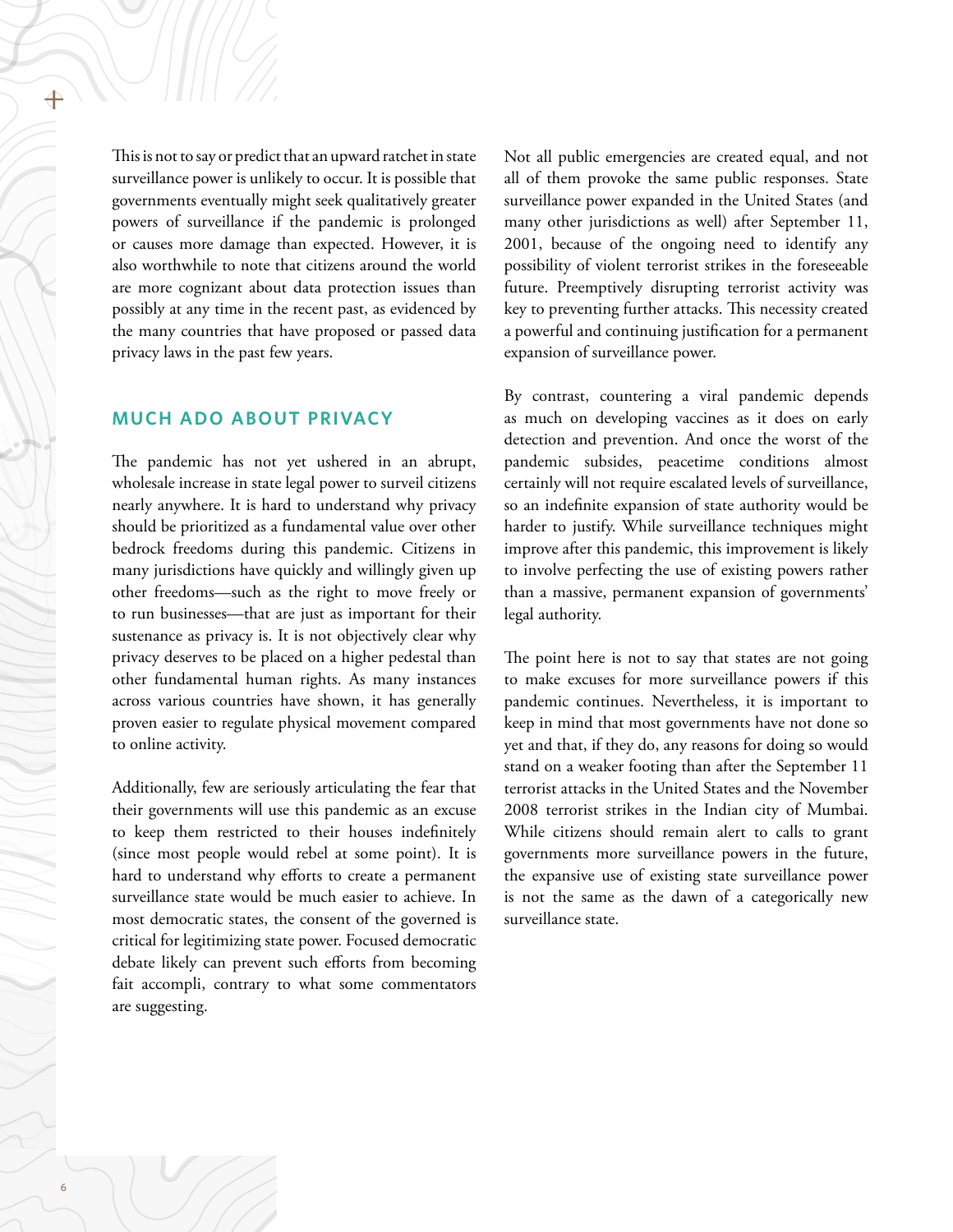This is not to say or predict that an upward ratchet in state surveillance power is unlikely to occur. It is possible that governments eventually might seek qualitatively greater powers of surveillance if the pandemic is prolonged or causes more damage than expected. However, it is also worthwhile to note that citizens around the world are more cognizant about data protection issues than possibly at any time in the recent past, as evidenced by the many countries that have proposed or passed data privacy laws in the past few years.

## MUCH ADO ABOUT PRIVACY

The pandemic has not yet ushered in an abrupt, wholesale increase in state legal power to surveil citizens nearly anywhere. It is hard to understand why privacy should be prioritized as a fundamental value over other bedrock freedoms during this pandemic. Citizens in many jurisdictions have quickly and willingly given up other freedoms—such as the right to move freely or to run businesses—that are just as important for their sustenance as privacy is. It is not objectively clear why privacy deserves to be placed on a higher pedestal than other fundamental human rights. As many instances across various countries have shown, it has generally proven easier to regulate physical movement compared to online activity.

Additionally, few are seriously articulating the fear that their governments will use this pandemic as an excuse to keep them restricted to their houses indefinitely (since most people would rebel at some point). It is hard to understand why efforts to create a permanent surveillance state would be much easier to achieve. In most democratic states, the consent of the governed is critical for legitimizing state power. Focused democratic debate likely can prevent such efforts from becoming fait accompli, contrary to what some commentators are suggesting.

Not all public emergencies are created equal, and not all of them provoke the same public responses. State surveillance power expanded in the United States (and many other jurisdictions as well) after September 11, 2001, because of the ongoing need to identify any possibility of violent terrorist strikes in the foreseeable future. Preemptively disrupting terrorist activity was key to preventing further attacks. This necessity created a powerful and continuing justification for a permanent expansion of surveillance power.

By contrast, countering a viral pandemic depends as much on developing vaccines as it does on early detection and prevention. And once the worst of the pandemic subsides, peacetime conditions almost certainly will not require escalated levels of surveillance, so an indefinite expansion of state authority would be harder to justify. While surveillance techniques might improve after this pandemic, this improvement is likely to involve perfecting the use of existing powers rather than a massive, permanent expansion of governments' legal authority.

The point here is not to say that states are not going to make excuses for more surveillance powers if this pandemic continues. Nevertheless, it is important to keep in mind that most governments have not done so yet and that, if they do, any reasons for doing so would stand on a weaker footing than after the September 11 terrorist attacks in the United States and the November 2008 terrorist strikes in the Indian city of Mumbai. While citizens should remain alert to calls to grant governments more surveillance powers in the future, the expansive use of existing state surveillance power is not the same as the dawn of a categorically new surveillance state.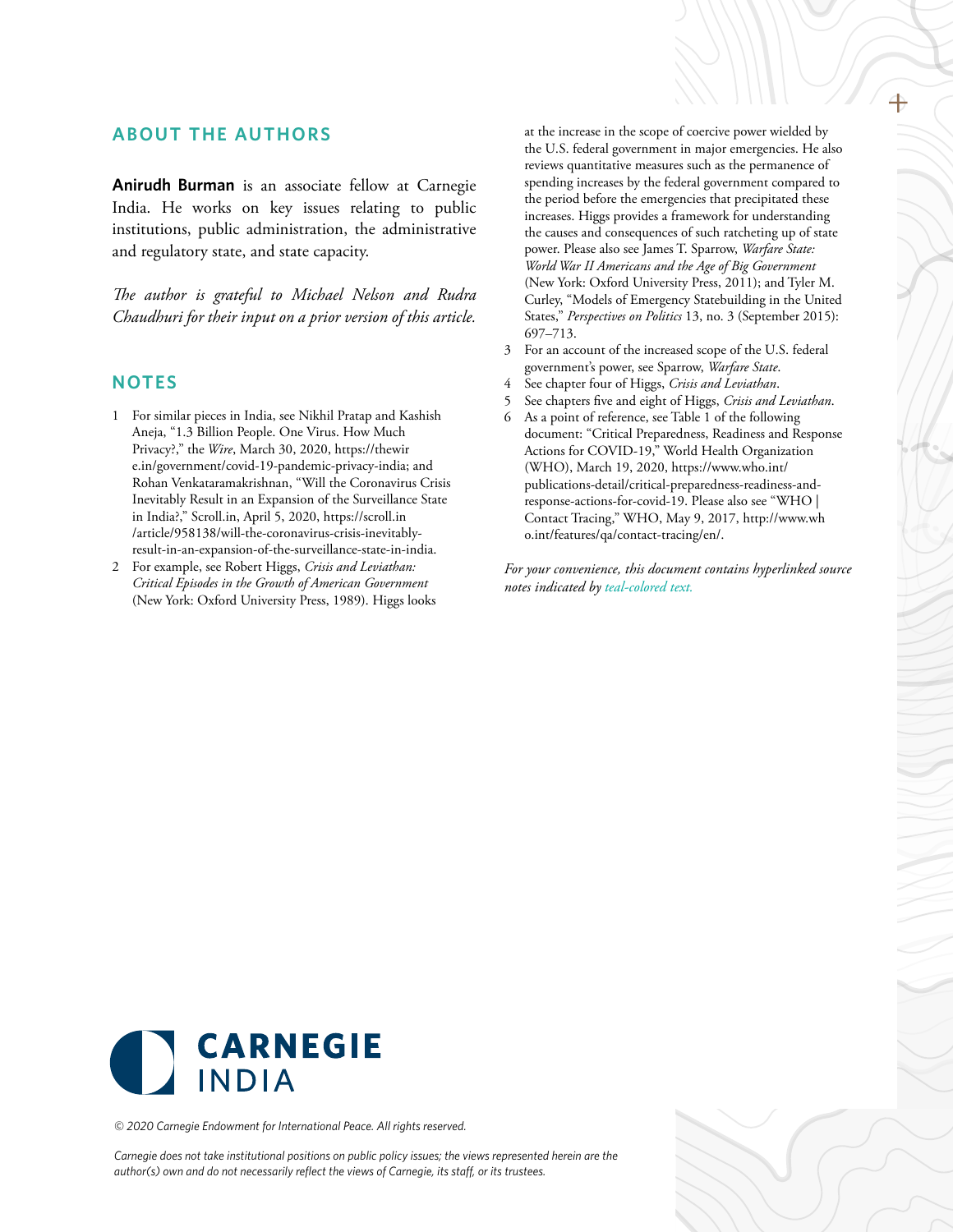## ABOUT THE AUTHORS

**Anirudh Burman** is an associate fellow at Carnegie India. He works on key issues relating to public institutions, public administration, the administrative and regulatory state, and state capacity.

*The author is grateful to Michael Nelson and Rudra Chaudhuri for their input on a prior version of this article.*

## NOTES

1. For similar pieces in India, see Nikhil Pratap and Kashish Aneja, "1.3 Billion People. One Virus. How Much Privacy?," the *Wire*, March 30, 2020, https://thewire.in/government/covid-19-pandemic-privacy-india; and Rohan Venkataramakrishnan, "Will the Coronavirus Crisis Inevitably Result in an Expansion of the Surveillance State in India?," Scroll.in, April 5, 2020, https://scroll.in/article/958138/will-the-coronavirus-crisis-inevitably-result-in-an-expansion-of-the-surveillance-state-in-india.
2. For example, see Robert Higgs, *Crisis and Leviathan: Critical Episodes in the Growth of American Government* (New York: Oxford University Press, 1989). Higgs looks at the increase in the scope of coercive power wielded by the U.S. federal government in major emergencies. He also reviews quantitative measures such as the permanence of spending increases by the federal government compared to the period before the emergencies that precipitated these increases. Higgs provides a framework for understanding the causes and consequences of such ratcheting up of state power. Please also see James T. Sparrow, *Warfare State: World War II Americans and the Age of Big Government* (New York: Oxford University Press, 2011); and Tyler M. Curley, "Models of Emergency Statebuilding in the United States," *Perspectives on Politics* 13, no. 3 (September 2015): 697–713.
3. For an account of the increased scope of the U.S. federal government's power, see Sparrow, *Warfare State*.
4. See chapter four of Higgs, *Crisis and Leviathan*.
5. See chapters five and eight of Higgs, *Crisis and Leviathan*.
6. As a point of reference, see Table 1 of the following document: "Critical Preparedness, Readiness and Response Actions for COVID-19," World Health Organization (WHO), March 19, 2020, https://www.who.int/publications-detail/critical-preparedness-readiness-and-response-actions-for-covid-19. Please also see "WHO | Contact Tracing," WHO, May 9, 2017, http://www.who.int/features/qa/contact-tracing/en/.

*For your convenience, this document contains hyperlinked source notes indicated by teal-colored text.*

CARNEGIE INDIA

*© 2020 Carnegie Endowment for International Peace. All rights reserved.*

*Carnegie does not take institutional positions on public policy issues; the views represented herein are the author(s) own and do not necessarily reflect the views of Carnegie, its staff, or its trustees.*